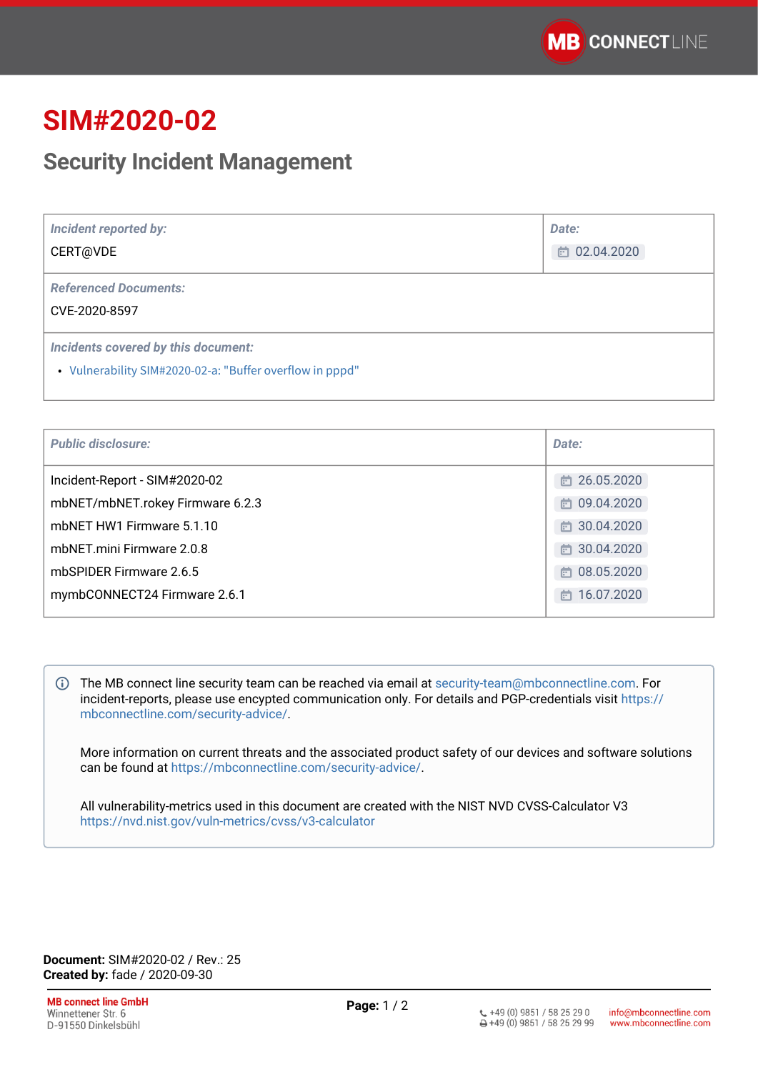# SIM#2020-02

## Security Incident Management

| *Incident reported by:* | *Date:* |
|---|---|
| CERT@VDE | 02.04.2020 |
| *Referenced Documents:* | |
| CVE-2020-8597 | |
| *Incidents covered by this document:* | |
| - Vulnerability SIM#2020-02-a: "Buffer overflow in pppd" | |

| *Public disclosure:* | *Date:* |
|---|---|
| Incident-Report - SIM#2020-02 | 26.05.2020 |
| mbNET/mbNET.rokey Firmware 6.2.3 | 09.04.2020 |
| mbNET HW1 Firmware 5.1.10 | 30.04.2020 |
| mbNET.mini Firmware 2.0.8 | 30.04.2020 |
| mbSPIDER Firmware 2.6.5 | 08.05.2020 |
| mymbCONNECT24 Firmware 2.6.1 | 16.07.2020 |

The MB connect line security team can be reached via email at security-team@mbconnectline.com. For incident-reports, please use encypted communication only. For details and PGP-credentials visit https://mbconnectline.com/security-advice/.

More information on current threats and the associated product safety of our devices and software solutions can be found at https://mbconnectline.com/security-advice/.

All vulnerability-metrics used in this document are created with the NIST NVD CVSS-Calculator V3 https://nvd.nist.gov/vuln-metrics/cvss/v3-calculator

**Document:** SIM#2020-02 / Rev.: 25
**Created by:** fade / 2020-09-30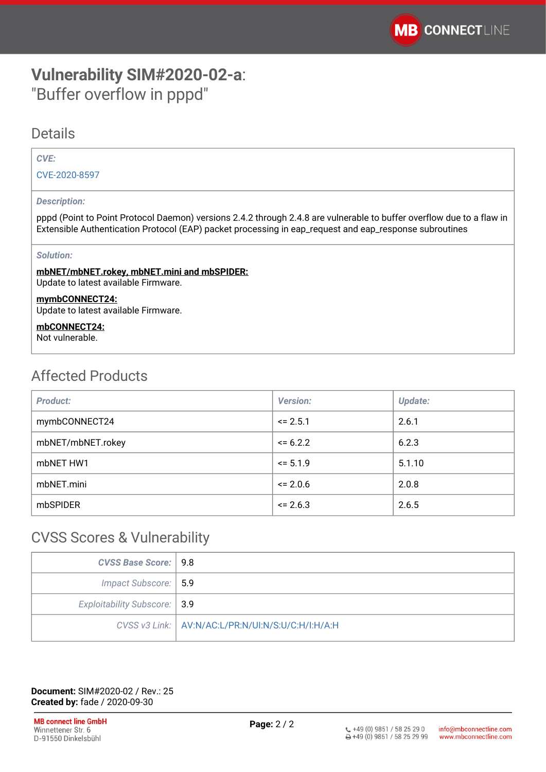# **Vulnerability SIM#2020-02-a**:
"Buffer overflow in pppd"

## Details

***CVE:***

CVE-2020-8597

***Description:***

pppd (Point to Point Protocol Daemon) versions 2.4.2 through 2.4.8 are vulnerable to buffer overflow due to a flaw in Extensible Authentication Protocol (EAP) packet processing in eap_request and eap_response subroutines

***Solution:***

**mbNET/mbNET.rokey, mbNET.mini and mbSPIDER:**
Update to latest available Firmware.

**mymbCONNECT24:**
Update to latest available Firmware.

**mbCONNECT24:**
Not vulnerable.

## Affected Products

| *Product:* | *Version:* | *Update:* |
|---|---|---|
| mymbCONNECT24 | <= 2.5.1 | 2.6.1 |
| mbNET/mbNET.rokey | <= 6.2.2 | 6.2.3 |
| mbNET HW1 | <= 5.1.9 | 5.1.10 |
| mbNET.mini | <= 2.0.6 | 2.0.8 |
| mbSPIDER | <= 2.6.3 | 2.6.5 |

## CVSS Scores & Vulnerability

| | |
|---|---|
| ***CVSS Base Score:*** | 9.8 |
| *Impact Subscore:* | 5.9 |
| *Exploitability Subscore:* | 3.9 |
| *CVSS v3 Link:* | AV:N/AC:L/PR:N/UI:N/S:U/C:H/I:H/A:H |

**Document:** SIM#2020-02 / Rev.: 25
**Created by:** fade / 2020-09-30

**MB connect line GmbH**
Winnettener Str. 6
D-91550 Dinkelsbühl

+49 (0) 9851 / 58 25 29 0
+49 (0) 9851 / 58 25 29 99

info@mbconnectline.com
www.mbconnectline.com